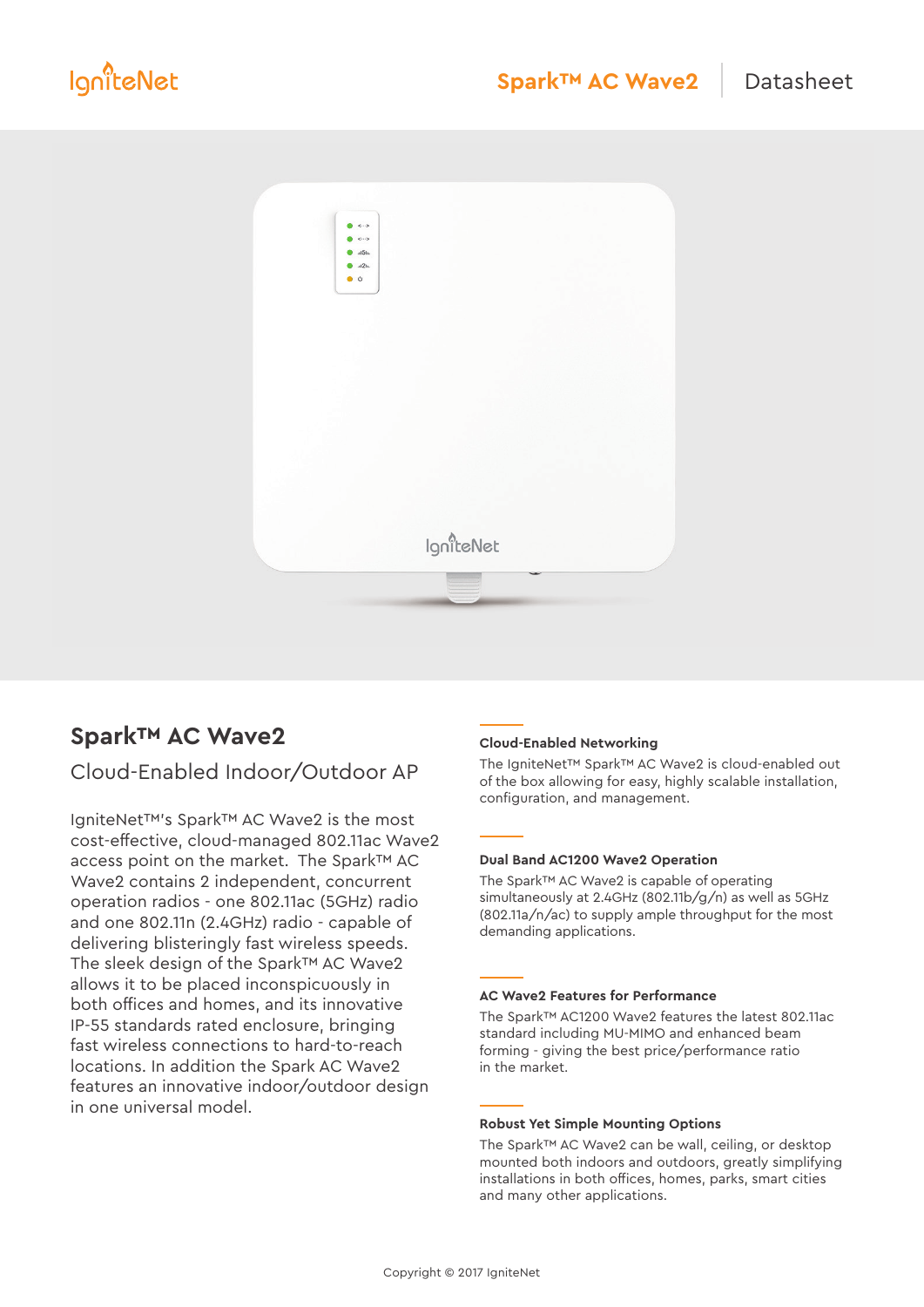# Spark™ AC Wave2

## Cloud-Enabled Indoor/Outdoor AP

IgniteNet™'s Spark™ AC Wave2 is the most cost-effective, cloud-managed 802.11ac Wave2 access point on the market. The Spark™ AC Wave2 contains 2 independent, concurrent operation radios - one 802.11ac (5GHz) radio and one 802.11n (2.4GHz) radio - capable of delivering blisteringly fast wireless speeds. The sleek design of the Spark™ AC Wave2 allows it to be placed inconspicuously in both offices and homes, and its innovative IP-55 standards rated enclosure, bringing fast wireless connections to hard-to-reach locations. In addition the Spark AC Wave2 features an innovative indoor/outdoor design in one universal model.

### Cloud-Enabled Networking

The IgniteNet™ Spark™ AC Wave2 is cloud-enabled out of the box allowing for easy, highly scalable installation, configuration, and management.

### Dual Band AC1200 Wave2 Operation

The Spark™ AC Wave2 is capable of operating simultaneously at 2.4GHz (802.11b/g/n) as well as 5GHz (802.11a/n/ac) to supply ample throughput for the most demanding applications.

### AC Wave2 Features for Performance

The Spark™ AC1200 Wave2 features the latest 802.11ac standard including MU-MIMO and enhanced beam forming - giving the best price/performance ratio in the market.

### Robust Yet Simple Mounting Options

The Spark™ AC Wave2 can be wall, ceiling, or desktop mounted both indoors and outdoors, greatly simplifying installations in both offices, homes, parks, smart cities and many other applications.

Copyright © 2017 IgniteNet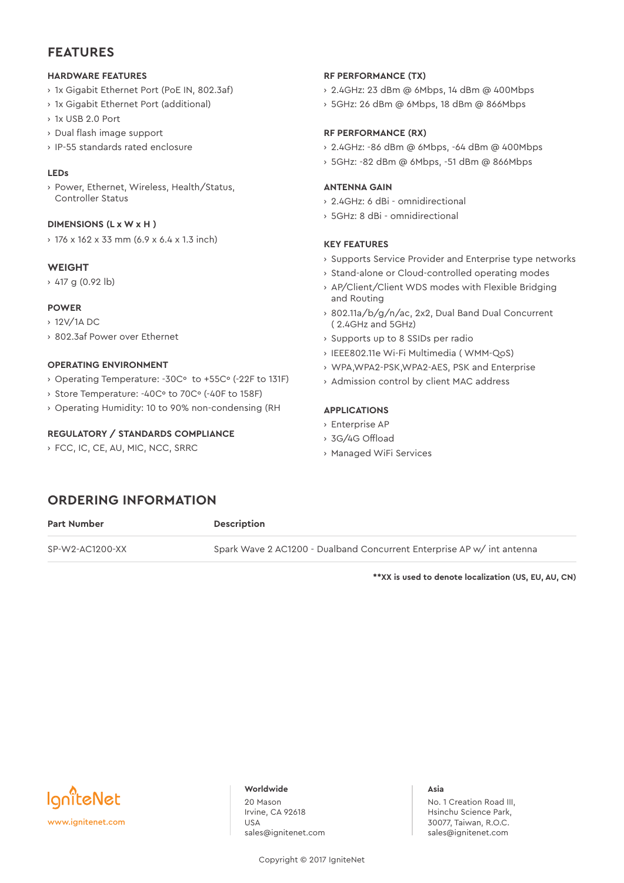## FEATURES

### HARDWARE FEATURES

- 1x Gigabit Ethernet Port (PoE IN, 802.3af)
- 1x Gigabit Ethernet Port (additional)
- 1x USB 2.0 Port
- Dual flash image support
- IP-55 standards rated enclosure

### LEDs

- Power, Ethernet, Wireless, Health/Status, Controller Status

### DIMENSIONS (L x W x H )

- 176 x 162 x 33 mm (6.9 x 6.4 x 1.3 inch)

### WEIGHT

- 417 g (0.92 lb)

### POWER

- 12V/1A DC
- 802.3af Power over Ethernet

### OPERATING ENVIRONMENT

- Operating Temperature: -30C° to +55C° (-22F to 131F)
- Store Temperature: -40C° to 70C° (-40F to 158F)
- Operating Humidity: 10 to 90% non-condensing (RH

### REGULATORY / STANDARDS COMPLIANCE

- FCC, IC, CE, AU, MIC, NCC, SRRC

### RF PERFORMANCE (TX)

- 2.4GHz: 23 dBm @ 6Mbps, 14 dBm @ 400Mbps
- 5GHz: 26 dBm @ 6Mbps, 18 dBm @ 866Mbps

### RF PERFORMANCE (RX)

- 2.4GHz: -86 dBm @ 6Mbps, -64 dBm @ 400Mbps
- 5GHz: -82 dBm @ 6Mbps, -51 dBm @ 866Mbps

### ANTENNA GAIN

- 2.4GHz: 6 dBi - omnidirectional
- 5GHz: 8 dBi - omnidirectional

### KEY FEATURES

- Supports Service Provider and Enterprise type networks
- Stand-alone or Cloud-controlled operating modes
- AP/Client/Client WDS modes with Flexible Bridging and Routing
- 802.11a/b/g/n/ac, 2x2, Dual Band Dual Concurrent ( 2.4GHz and 5GHz)
- Supports up to 8 SSIDs per radio
- IEEE802.11e Wi-Fi Multimedia ( WMM-QoS)
- WPA,WPA2-PSK,WPA2-AES, PSK and Enterprise
- Admission control by client MAC address

### APPLICATIONS

- Enterprise AP
- 3G/4G Offload
- Managed WiFi Services

## ORDERING INFORMATION

| Part Number | Description |
| --- | --- |
| SP-W2-AC1200-XX | Spark Wave 2 AC1200 - Dualband Concurrent Enterprise AP w/ int antenna |

**\*\*XX is used to denote localization (US, EU, AU, CN)**

IgniteNet

www.ignitenet.com

**Worldwide**
20 Mason
Irvine, CA 92618
USA
sales@ignitenet.com

**Asia**
No. 1 Creation Road III,
Hsinchu Science Park,
30077, Taiwan, R.O.C.
sales@ignitenet.com

Copyright © 2017 IgniteNet